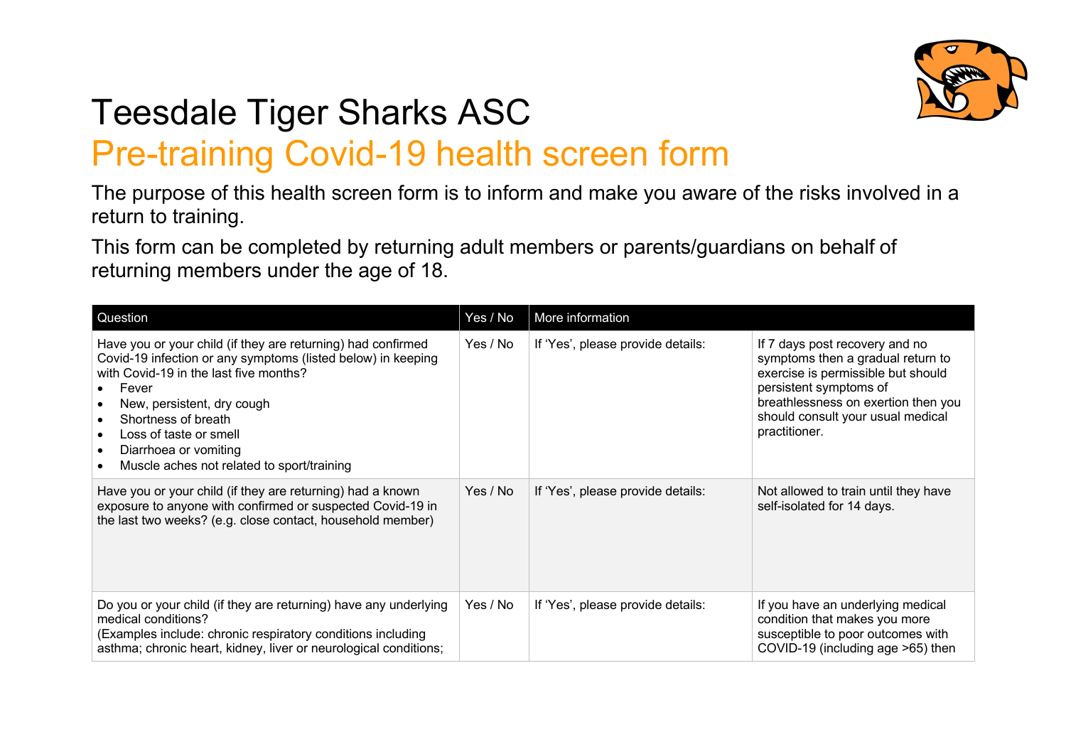# Teesdale Tiger Sharks ASC

## Pre-training Covid-19 health screen form

The purpose of this health screen form is to inform and make you aware of the risks involved in a return to training.

This form can be completed by returning adult members or parents/guardians on behalf of returning members under the age of 18.

| Question | Yes / No | More information | |
|---|---|---|---|
| Have you or your child (if they are returning) had confirmed Covid-19 infection or any symptoms (listed below) in keeping with Covid-19 in the last five months?<br>• Fever<br>• New, persistent, dry cough<br>• Shortness of breath<br>• Loss of taste or smell<br>• Diarrhoea or vomiting<br>• Muscle aches not related to sport/training | Yes / No | If 'Yes', please provide details: | If 7 days post recovery and no symptoms then a gradual return to exercise is permissible but should persistent symptoms of breathlessness on exertion then you should consult your usual medical practitioner. |
| Have you or your child (if they are returning) had a known exposure to anyone with confirmed or suspected Covid-19 in the last two weeks? (e.g. close contact, household member) | Yes / No | If 'Yes', please provide details: | Not allowed to train until they have self-isolated for 14 days. |
| Do you or your child (if they are returning) have any underlying medical conditions?<br>(Examples include: chronic respiratory conditions including asthma; chronic heart, kidney, liver or neurological conditions; | Yes / No | If 'Yes', please provide details: | If you have an underlying medical condition that makes you more susceptible to poor outcomes with COVID-19 (including age >65) then |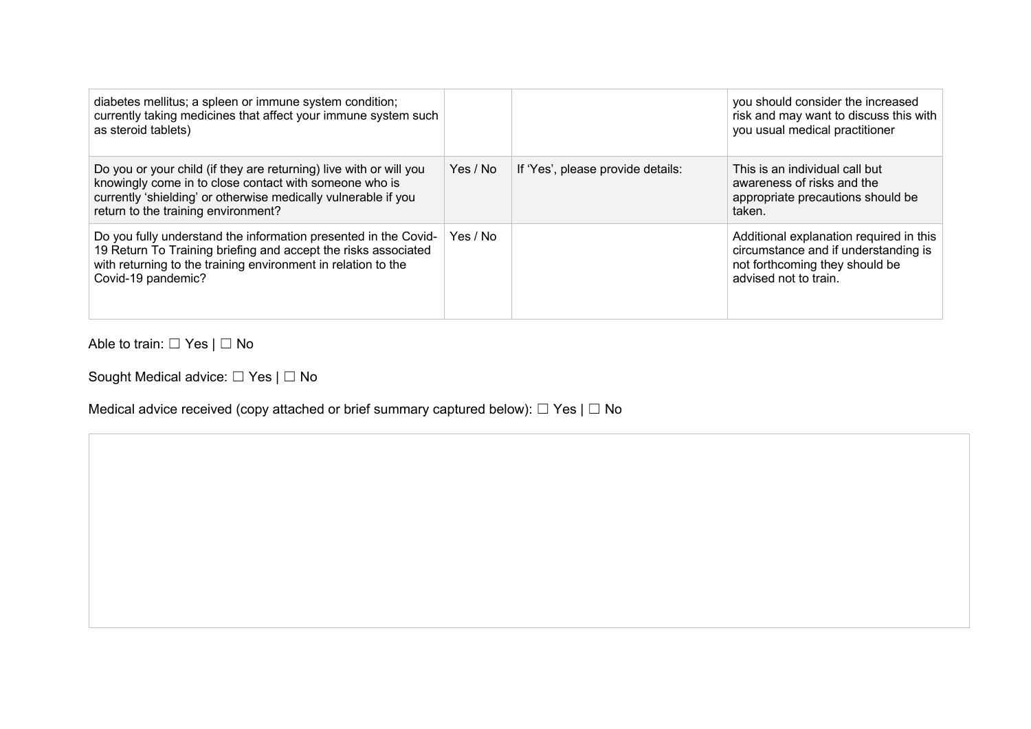| | | | |
|---|---|---|---|
| diabetes mellitus; a spleen or immune system condition; currently taking medicines that affect your immune system such as steroid tablets) | | | you should consider the increased risk and may want to discuss this with you usual medical practitioner |
| Do you or your child (if they are returning) live with or will you knowingly come in to close contact with someone who is currently 'shielding' or otherwise medically vulnerable if you return to the training environment? | Yes / No | If 'Yes', please provide details: | This is an individual call but awareness of risks and the appropriate precautions should be taken. |
| Do you fully understand the information presented in the Covid-19 Return To Training briefing and accept the risks associated with returning to the training environment in relation to the Covid-19 pandemic? | Yes / No | | Additional explanation required in this circumstance and if understanding is not forthcoming they should be advised not to train. |

Able to train: ☐ Yes | ☐ No

Sought Medical advice: ☐ Yes | ☐ No

Medical advice received (copy attached or brief summary captured below): ☐ Yes | ☐ No

| |
|---|
| |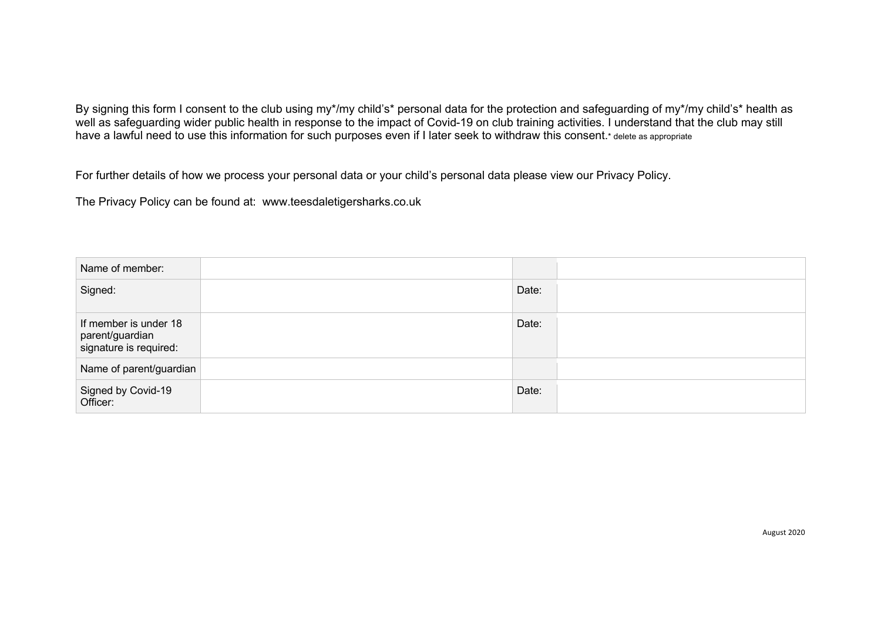By signing this form I consent to the club using my*/my child's* personal data for the protection and safeguarding of my*/my child's* health as well as safeguarding wider public health in response to the impact of Covid-19 on club training activities. I understand that the club may still have a lawful need to use this information for such purposes even if I later seek to withdraw this consent.* delete as appropriate

For further details of how we process your personal data or your child's personal data please view our Privacy Policy.

The Privacy Policy can be found at: www.teesdaletigersharks.co.uk

| | | | |
|---|---|---|---|
| Name of member: | | | |
| Signed: | | Date: | |
| If member is under 18 parent/guardian signature is required: | | Date: | |
| Name of parent/guardian | | | |
| Signed by Covid-19 Officer: | | Date: | |

August 2020